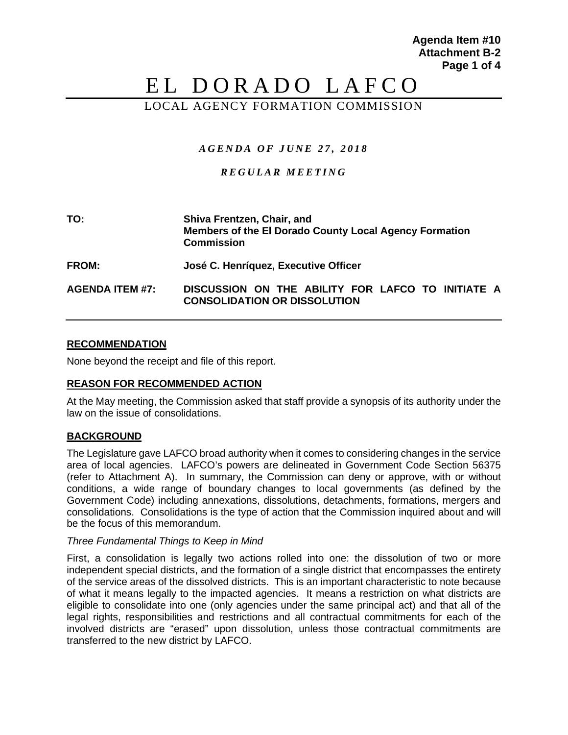Agenda Item #10
Attachment B-2

# EL DORADO LAFCO

## LOCAL AGENCY FORMATION COMMISSION

***AGENDA OF JUNE 27, 2018***

***REGULAR MEETING***

| | |
|---|---|
| **TO:** | **Shiva Frentzen, Chair, and Members of the El Dorado County Local Agency Formation Commission** |
| **FROM:** | **José C. Henríquez, Executive Officer** |
| **AGENDA ITEM #7:** | **DISCUSSION ON THE ABILITY FOR LAFCO TO INITIATE A CONSOLIDATION OR DISSOLUTION** |

### RECOMMENDATION

None beyond the receipt and file of this report.

### REASON FOR RECOMMENDED ACTION

At the May meeting, the Commission asked that staff provide a synopsis of its authority under the law on the issue of consolidations.

### BACKGROUND

The Legislature gave LAFCO broad authority when it comes to considering changes in the service area of local agencies. LAFCO's powers are delineated in Government Code Section 56375 (refer to Attachment A). In summary, the Commission can deny or approve, with or without conditions, a wide range of boundary changes to local governments (as defined by the Government Code) including annexations, dissolutions, detachments, formations, mergers and consolidations. Consolidations is the type of action that the Commission inquired about and will be the focus of this memorandum.

*Three Fundamental Things to Keep in Mind*

First, a consolidation is legally two actions rolled into one: the dissolution of two or more independent special districts, and the formation of a single district that encompasses the entirety of the service areas of the dissolved districts. This is an important characteristic to note because of what it means legally to the impacted agencies. It means a restriction on what districts are eligible to consolidate into one (only agencies under the same principal act) and that all of the legal rights, responsibilities and restrictions and all contractual commitments for each of the involved districts are "erased" upon dissolution, unless those contractual commitments are transferred to the new district by LAFCO.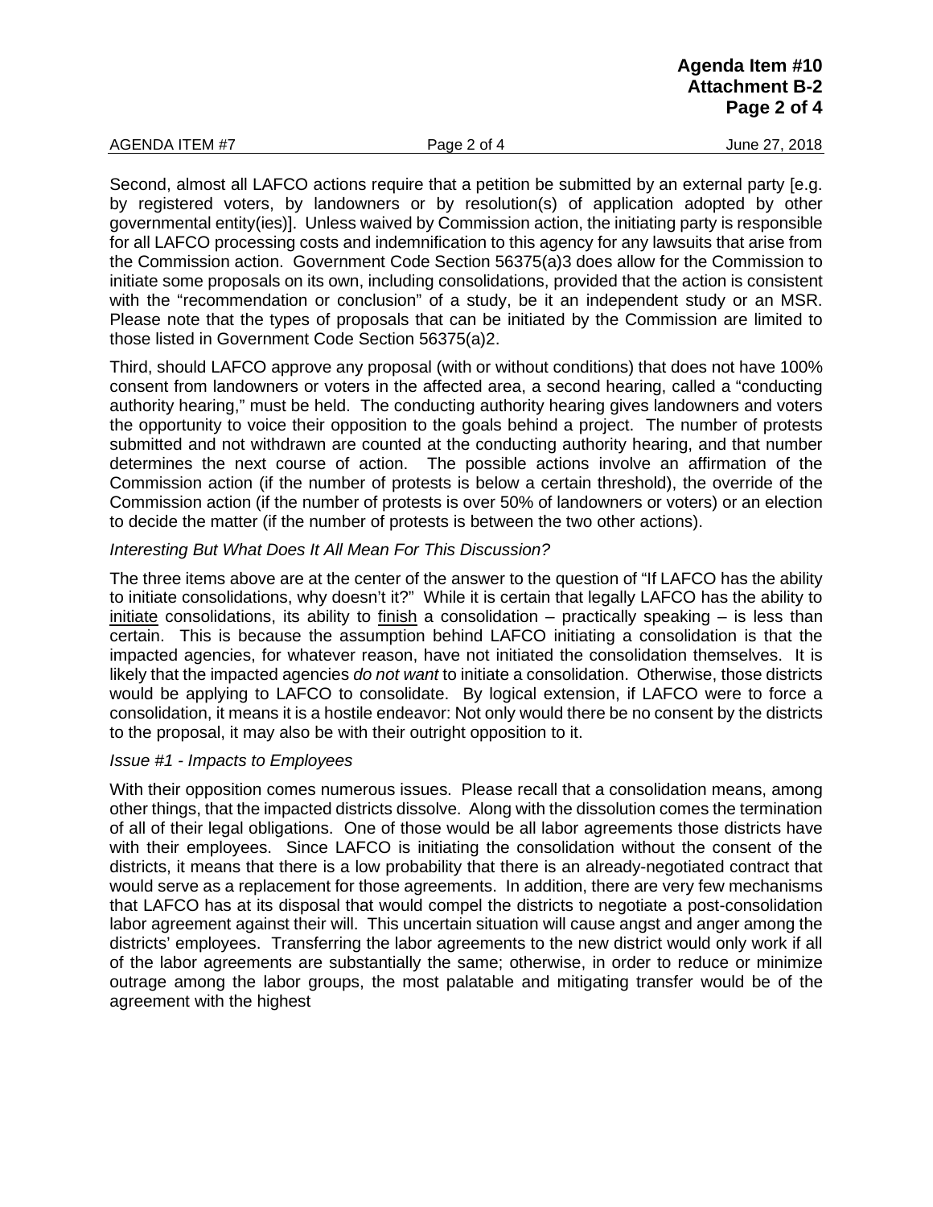Second, almost all LAFCO actions require that a petition be submitted by an external party [e.g. by registered voters, by landowners or by resolution(s) of application adopted by other governmental entity(ies)]. Unless waived by Commission action, the initiating party is responsible for all LAFCO processing costs and indemnification to this agency for any lawsuits that arise from the Commission action. Government Code Section 56375(a)3 does allow for the Commission to initiate some proposals on its own, including consolidations, provided that the action is consistent with the "recommendation or conclusion" of a study, be it an independent study or an MSR. Please note that the types of proposals that can be initiated by the Commission are limited to those listed in Government Code Section 56375(a)2.

Third, should LAFCO approve any proposal (with or without conditions) that does not have 100% consent from landowners or voters in the affected area, a second hearing, called a "conducting authority hearing," must be held. The conducting authority hearing gives landowners and voters the opportunity to voice their opposition to the goals behind a project. The number of protests submitted and not withdrawn are counted at the conducting authority hearing, and that number determines the next course of action. The possible actions involve an affirmation of the Commission action (if the number of protests is below a certain threshold), the override of the Commission action (if the number of protests is over 50% of landowners or voters) or an election to decide the matter (if the number of protests is between the two other actions).

*Interesting But What Does It All Mean For This Discussion?*

The three items above are at the center of the answer to the question of "If LAFCO has the ability to initiate consolidations, why doesn't it?" While it is certain that legally LAFCO has the ability to <u>initiate</u> consolidations, its ability to <u>finish</u> a consolidation – practically speaking – is less than certain. This is because the assumption behind LAFCO initiating a consolidation is that the impacted agencies, for whatever reason, have not initiated the consolidation themselves. It is likely that the impacted agencies *do not want* to initiate a consolidation. Otherwise, those districts would be applying to LAFCO to consolidate. By logical extension, if LAFCO were to force a consolidation, it means it is a hostile endeavor: Not only would there be no consent by the districts to the proposal, it may also be with their outright opposition to it.

*Issue #1 - Impacts to Employees*

With their opposition comes numerous issues. Please recall that a consolidation means, among other things, that the impacted districts dissolve. Along with the dissolution comes the termination of all of their legal obligations. One of those would be all labor agreements those districts have with their employees. Since LAFCO is initiating the consolidation without the consent of the districts, it means that there is a low probability that there is an already-negotiated contract that would serve as a replacement for those agreements. In addition, there are very few mechanisms that LAFCO has at its disposal that would compel the districts to negotiate a post-consolidation labor agreement against their will. This uncertain situation will cause angst and anger among the districts' employees. Transferring the labor agreements to the new district would only work if all of the labor agreements are substantially the same; otherwise, in order to reduce or minimize outrage among the labor groups, the most palatable and mitigating transfer would be of the agreement with the highest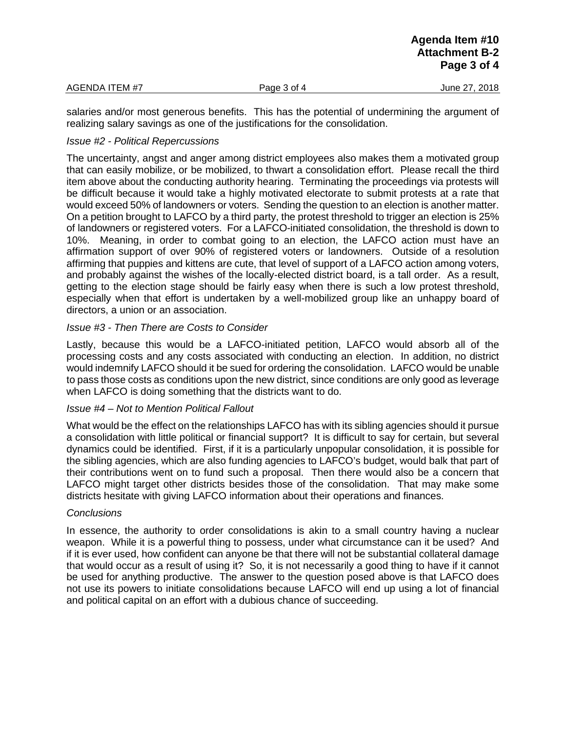salaries and/or most generous benefits. This has the potential of undermining the argument of realizing salary savings as one of the justifications for the consolidation.

*Issue #2 - Political Repercussions*

The uncertainty, angst and anger among district employees also makes them a motivated group that can easily mobilize, or be mobilized, to thwart a consolidation effort. Please recall the third item above about the conducting authority hearing. Terminating the proceedings via protests will be difficult because it would take a highly motivated electorate to submit protests at a rate that would exceed 50% of landowners or voters. Sending the question to an election is another matter. On a petition brought to LAFCO by a third party, the protest threshold to trigger an election is 25% of landowners or registered voters. For a LAFCO-initiated consolidation, the threshold is down to 10%. Meaning, in order to combat going to an election, the LAFCO action must have an affirmation support of over 90% of registered voters or landowners. Outside of a resolution affirming that puppies and kittens are cute, that level of support of a LAFCO action among voters, and probably against the wishes of the locally-elected district board, is a tall order. As a result, getting to the election stage should be fairly easy when there is such a low protest threshold, especially when that effort is undertaken by a well-mobilized group like an unhappy board of directors, a union or an association.

*Issue #3 - Then There are Costs to Consider*

Lastly, because this would be a LAFCO-initiated petition, LAFCO would absorb all of the processing costs and any costs associated with conducting an election. In addition, no district would indemnify LAFCO should it be sued for ordering the consolidation. LAFCO would be unable to pass those costs as conditions upon the new district, since conditions are only good as leverage when LAFCO is doing something that the districts want to do.

*Issue #4 – Not to Mention Political Fallout*

What would be the effect on the relationships LAFCO has with its sibling agencies should it pursue a consolidation with little political or financial support? It is difficult to say for certain, but several dynamics could be identified. First, if it is a particularly unpopular consolidation, it is possible for the sibling agencies, which are also funding agencies to LAFCO's budget, would balk that part of their contributions went on to fund such a proposal. Then there would also be a concern that LAFCO might target other districts besides those of the consolidation. That may make some districts hesitate with giving LAFCO information about their operations and finances.

*Conclusions*

In essence, the authority to order consolidations is akin to a small country having a nuclear weapon. While it is a powerful thing to possess, under what circumstance can it be used? And if it is ever used, how confident can anyone be that there will not be substantial collateral damage that would occur as a result of using it? So, it is not necessarily a good thing to have if it cannot be used for anything productive. The answer to the question posed above is that LAFCO does not use its powers to initiate consolidations because LAFCO will end up using a lot of financial and political capital on an effort with a dubious chance of succeeding.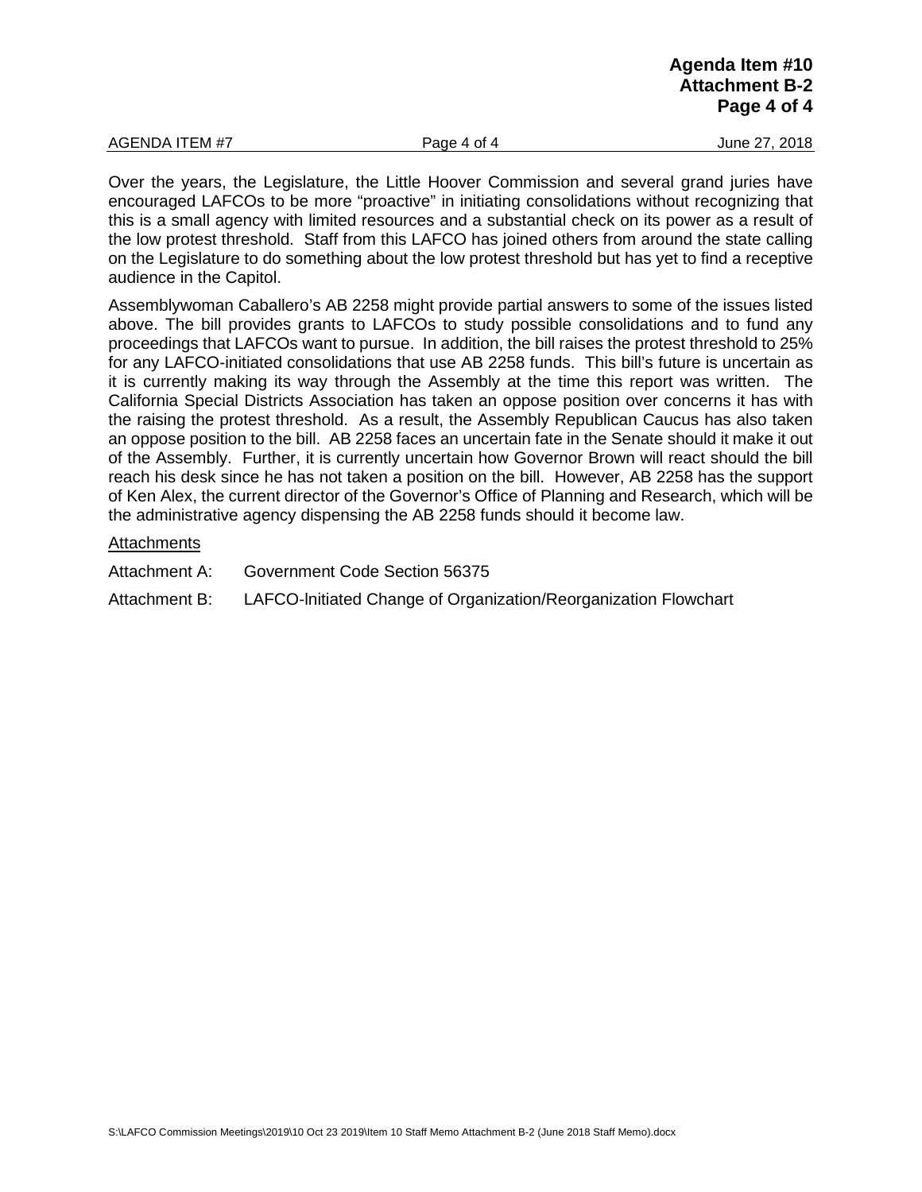Over the years, the Legislature, the Little Hoover Commission and several grand juries have encouraged LAFCOs to be more "proactive" in initiating consolidations without recognizing that this is a small agency with limited resources and a substantial check on its power as a result of the low protest threshold. Staff from this LAFCO has joined others from around the state calling on the Legislature to do something about the low protest threshold but has yet to find a receptive audience in the Capitol.

Assemblywoman Caballero's AB 2258 might provide partial answers to some of the issues listed above. The bill provides grants to LAFCOs to study possible consolidations and to fund any proceedings that LAFCOs want to pursue. In addition, the bill raises the protest threshold to 25% for any LAFCO-initiated consolidations that use AB 2258 funds. This bill's future is uncertain as it is currently making its way through the Assembly at the time this report was written. The California Special Districts Association has taken an oppose position over concerns it has with the raising the protest threshold. As a result, the Assembly Republican Caucus has also taken an oppose position to the bill. AB 2258 faces an uncertain fate in the Senate should it make it out of the Assembly. Further, it is currently uncertain how Governor Brown will react should the bill reach his desk since he has not taken a position on the bill. However, AB 2258 has the support of Ken Alex, the current director of the Governor's Office of Planning and Research, which will be the administrative agency dispensing the AB 2258 funds should it become law.

<u>Attachments</u>

Attachment A: Government Code Section 56375

Attachment B: LAFCO-Initiated Change of Organization/Reorganization Flowchart